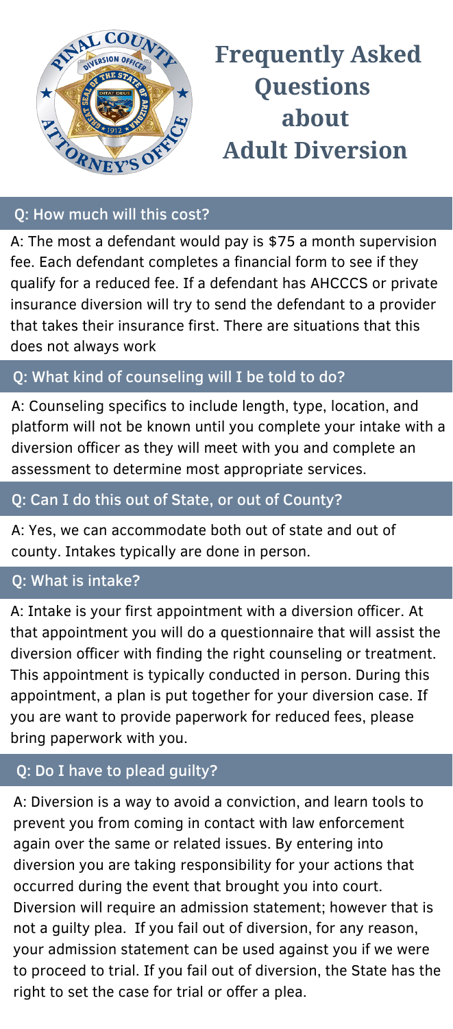# Frequently Asked Questions about Adult Diversion

## Q: How much will this cost?

A: The most a defendant would pay is $75 a month supervision fee. Each defendant completes a financial form to see if they qualify for a reduced fee. If a defendant has AHCCCS or private insurance diversion will try to send the defendant to a provider that takes their insurance first. There are situations that this does not always work

## Q: What kind of counseling will I be told to do?

A: Counseling specifics to include length, type, location, and platform will not be known until you complete your intake with a diversion officer as they will meet with you and complete an assessment to determine most appropriate services.

## Q: Can I do this out of State, or out of County?

A: Yes, we can accommodate both out of state and out of county. Intakes typically are done in person.

## Q: What is intake?

A: Intake is your first appointment with a diversion officer. At that appointment you will do a questionnaire that will assist the diversion officer with finding the right counseling or treatment. This appointment is typically conducted in person. During this appointment, a plan is put together for your diversion case. If you are want to provide paperwork for reduced fees, please bring paperwork with you.

## Q: Do I have to plead guilty?

A: Diversion is a way to avoid a conviction, and learn tools to prevent you from coming in contact with law enforcement again over the same or related issues. By entering into diversion you are taking responsibility for your actions that occurred during the event that brought you into court. Diversion will require an admission statement; however that is not a guilty plea. If you fail out of diversion, for any reason, your admission statement can be used against you if we were to proceed to trial. If you fail out of diversion, the State has the right to set the case for trial or offer a plea.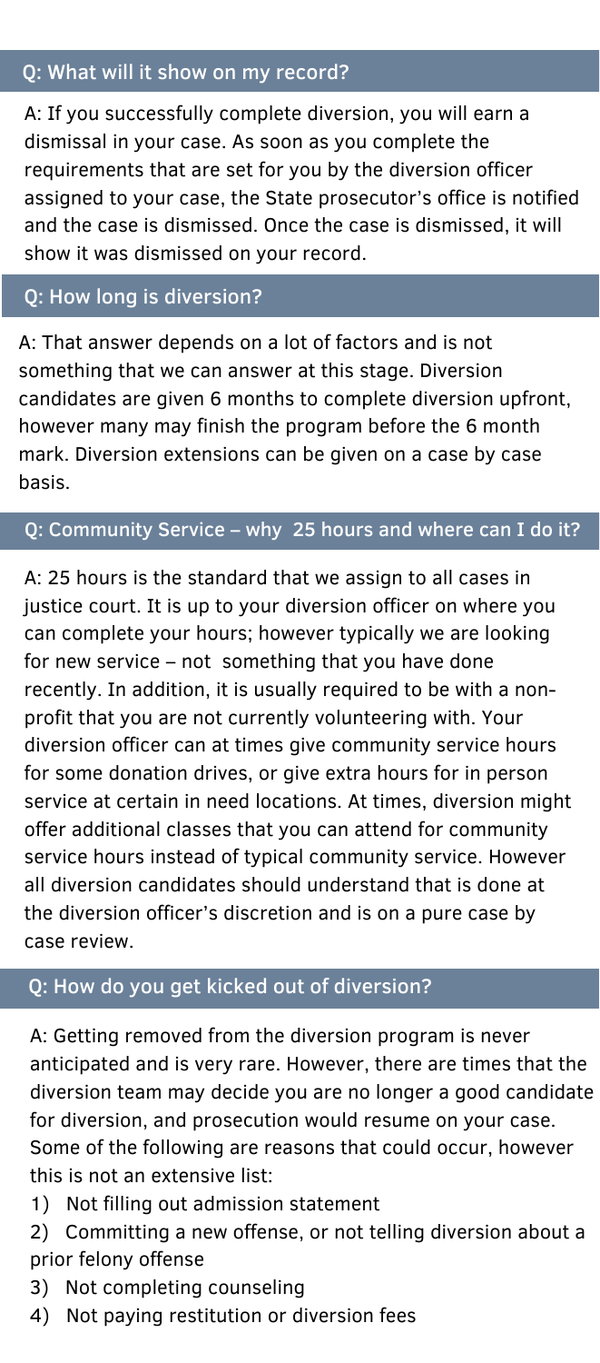## Q: What will it show on my record?

A: If you successfully complete diversion, you will earn a dismissal in your case. As soon as you complete the requirements that are set for you by the diversion officer assigned to your case, the State prosecutor's office is notified and the case is dismissed. Once the case is dismissed, it will show it was dismissed on your record.

## Q: How long is diversion?

A: That answer depends on a lot of factors and is not something that we can answer at this stage. Diversion candidates are given 6 months to complete diversion upfront, however many may finish the program before the 6 month mark. Diversion extensions can be given on a case by case basis.

## Q: Community Service – why 25 hours and where can I do it?

A: 25 hours is the standard that we assign to all cases in justice court. It is up to your diversion officer on where you can complete your hours; however typically we are looking for new service – not something that you have done recently. In addition, it is usually required to be with a non-profit that you are not currently volunteering with. Your diversion officer can at times give community service hours for some donation drives, or give extra hours for in person service at certain in need locations. At times, diversion might offer additional classes that you can attend for community service hours instead of typical community service. However all diversion candidates should understand that is done at the diversion officer's discretion and is on a pure case by case review.

## Q: How do you get kicked out of diversion?

A: Getting removed from the diversion program is never anticipated and is very rare. However, there are times that the diversion team may decide you are no longer a good candidate for diversion, and prosecution would resume on your case. Some of the following are reasons that could occur, however this is not an extensive list:

1) Not filling out admission statement
2) Committing a new offense, or not telling diversion about a prior felony offense
3) Not completing counseling
4) Not paying restitution or diversion fees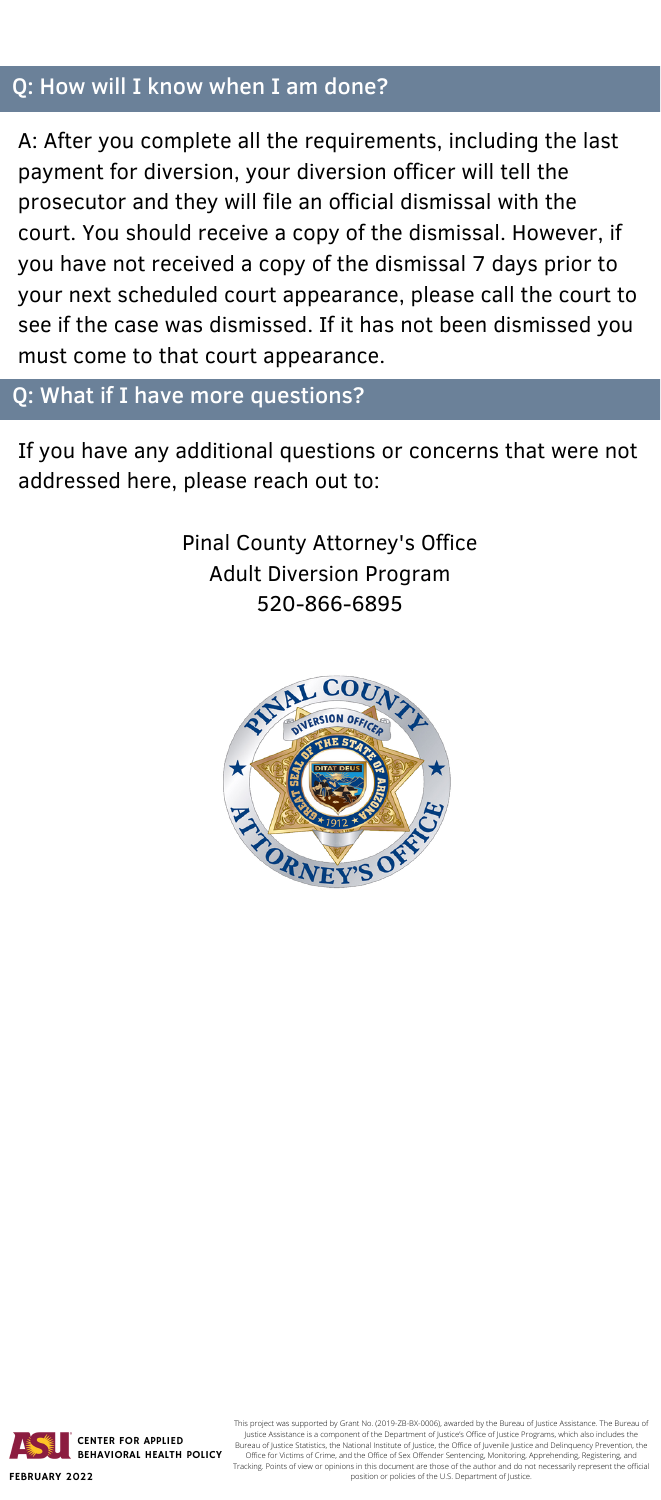## Q: How will I know when I am done?

A: After you complete all the requirements, including the last payment for diversion, your diversion officer will tell the prosecutor and they will file an official dismissal with the court. You should receive a copy of the dismissal. However, if you have not received a copy of the dismissal 7 days prior to your next scheduled court appearance, please call the court to see if the case was dismissed. If it has not been dismissed you must come to that court appearance.

## Q: What if I have more questions?

If you have any additional questions or concerns that were not addressed here, please reach out to:

Pinal County Attorney's Office
Adult Diversion Program
520-866-6895

CENTER FOR APPLIED BEHAVIORAL HEALTH POLICY

FEBRUARY 2022

This project was supported by Grant No. (2019-ZB-BX-0006), awarded by the Bureau of Justice Assistance. The Bureau of Justice Assistance is a component of the Department of Justice's Office of Justice Programs, which also includes the Bureau of Justice Statistics, the National Institute of Justice, the Office of Juvenile Justice and Delinquency Prevention, the Office for Victims of Crime, and the Office of Sex Offender Sentencing, Monitoring, Apprehending, Registering, and Tracking. Points of view or opinions in this document are those of the author and do not necessarily represent the official position or policies of the U.S. Department of Justice.